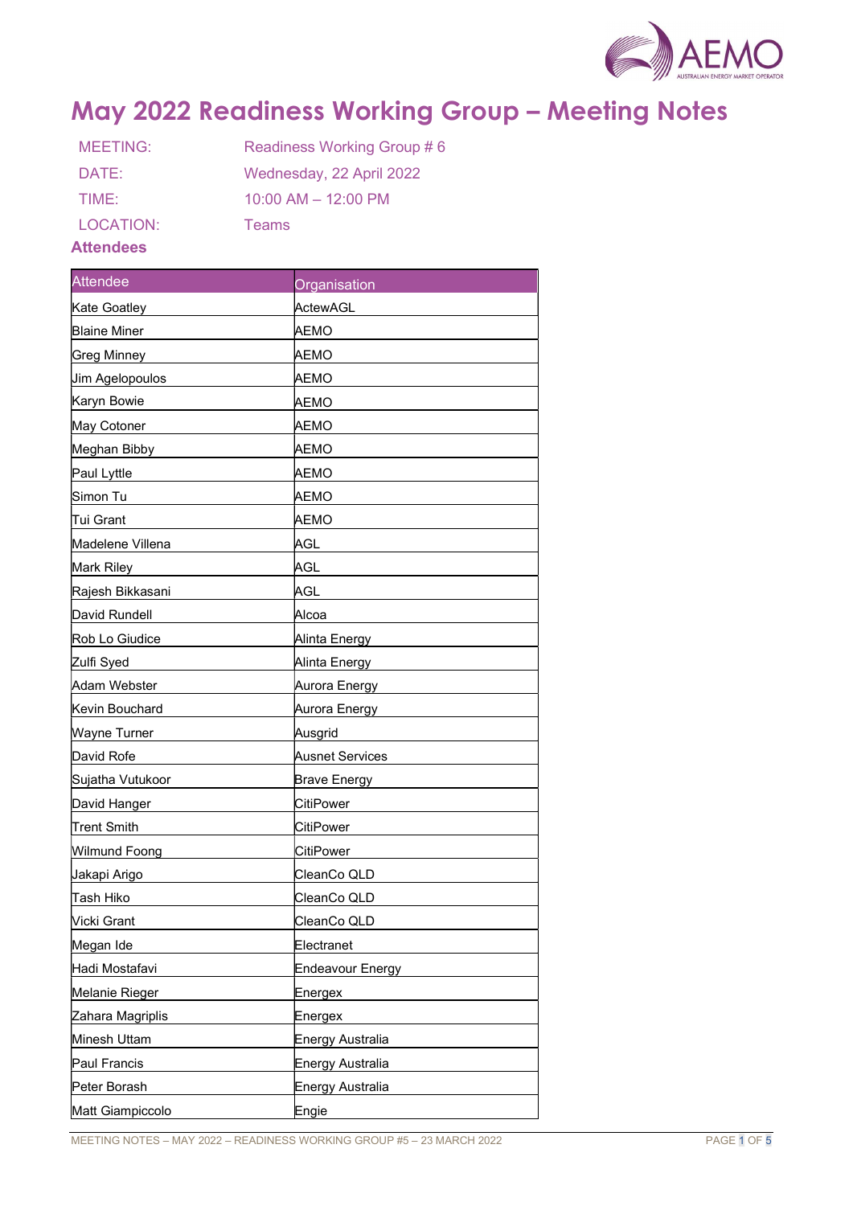# May 2022 Readiness Working Group – Meeting Notes

| | |
|---|---|
| MEETING: | Readiness Working Group # 6 |
| DATE: | Wednesday, 22 April 2022 |
| TIME: | 10:00 AM – 12:00 PM |
| LOCATION: | Teams |

## Attendees

| Attendee | Organisation |
|---|---|
| Kate Goatley | ActewAGL |
| Blaine Miner | AEMO |
| Greg Minney | AEMO |
| Jim Agelopoulos | AEMO |
| Karyn Bowie | AEMO |
| May Cotoner | AEMO |
| Meghan Bibby | AEMO |
| Paul Lyttle | AEMO |
| Simon Tu | AEMO |
| Tui Grant | AEMO |
| Madelene Villena | AGL |
| Mark Riley | AGL |
| Rajesh Bikkasani | AGL |
| David Rundell | Alcoa |
| Rob Lo Giudice | Alinta Energy |
| Zulfi Syed | Alinta Energy |
| Adam Webster | Aurora Energy |
| Kevin Bouchard | Aurora Energy |
| Wayne Turner | Ausgrid |
| David Rofe | Ausnet Services |
| Sujatha Vutukoor | Brave Energy |
| David Hanger | CitiPower |
| Trent Smith | CitiPower |
| Wilmund Foong | CitiPower |
| Jakapi Arigo | CleanCo QLD |
| Tash Hiko | CleanCo QLD |
| Vicki Grant | CleanCo QLD |
| Megan Ide | Electranet |
| Hadi Mostafavi | Endeavour Energy |
| Melanie Rieger | Energex |
| Zahara Magriplis | Energex |
| Minesh Uttam | Energy Australia |
| Paul Francis | Energy Australia |
| Peter Borash | Energy Australia |
| Matt Giampiccolo | Engie |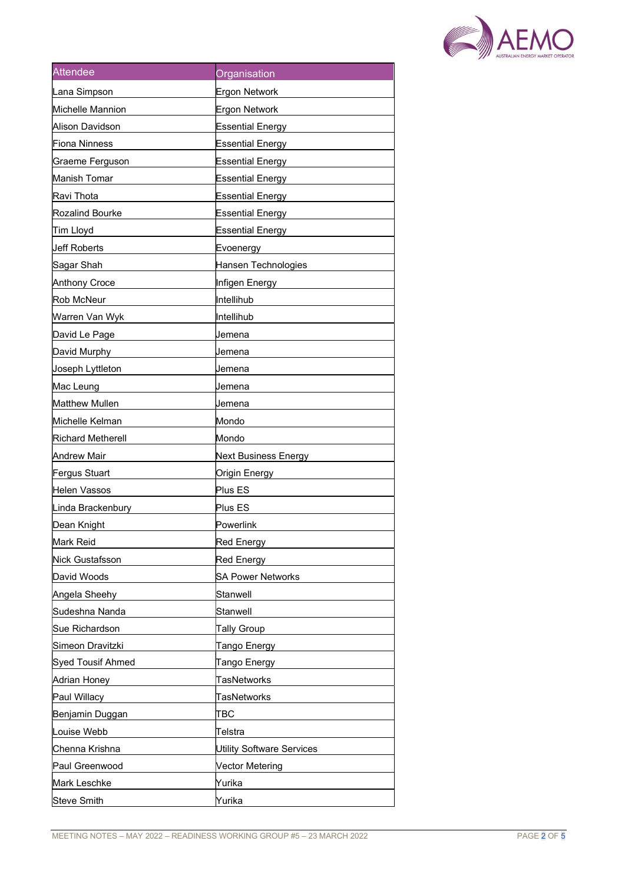| Attendee | Organisation |
| --- | --- |
| Lana Simpson | Ergon Network |
| Michelle Mannion | Ergon Network |
| Alison Davidson | Essential Energy |
| Fiona Ninness | Essential Energy |
| Graeme Ferguson | Essential Energy |
| Manish Tomar | Essential Energy |
| Ravi Thota | Essential Energy |
| Rozalind Bourke | Essential Energy |
| Tim Lloyd | Essential Energy |
| Jeff Roberts | Evoenergy |
| Sagar Shah | Hansen Technologies |
| Anthony Croce | Infigen Energy |
| Rob McNeur | Intellihub |
| Warren Van Wyk | Intellihub |
| David Le Page | Jemena |
| David Murphy | Jemena |
| Joseph Lyttleton | Jemena |
| Mac Leung | Jemena |
| Matthew Mullen | Jemena |
| Michelle Kelman | Mondo |
| Richard Metherell | Mondo |
| Andrew Mair | Next Business Energy |
| Fergus Stuart | Origin Energy |
| Helen Vassos | Plus ES |
| Linda Brackenbury | Plus ES |
| Dean Knight | Powerlink |
| Mark Reid | Red Energy |
| Nick Gustafsson | Red Energy |
| David Woods | SA Power Networks |
| Angela Sheehy | Stanwell |
| Sudeshna Nanda | Stanwell |
| Sue Richardson | Tally Group |
| Simeon Dravitzki | Tango Energy |
| Syed Tousif Ahmed | Tango Energy |
| Adrian Honey | TasNetworks |
| Paul Willacy | TasNetworks |
| Benjamin Duggan | TBC |
| Louise Webb | Telstra |
| Chenna Krishna | Utility Software Services |
| Paul Greenwood | Vector Metering |
| Mark Leschke | Yurika |
| Steve Smith | Yurika |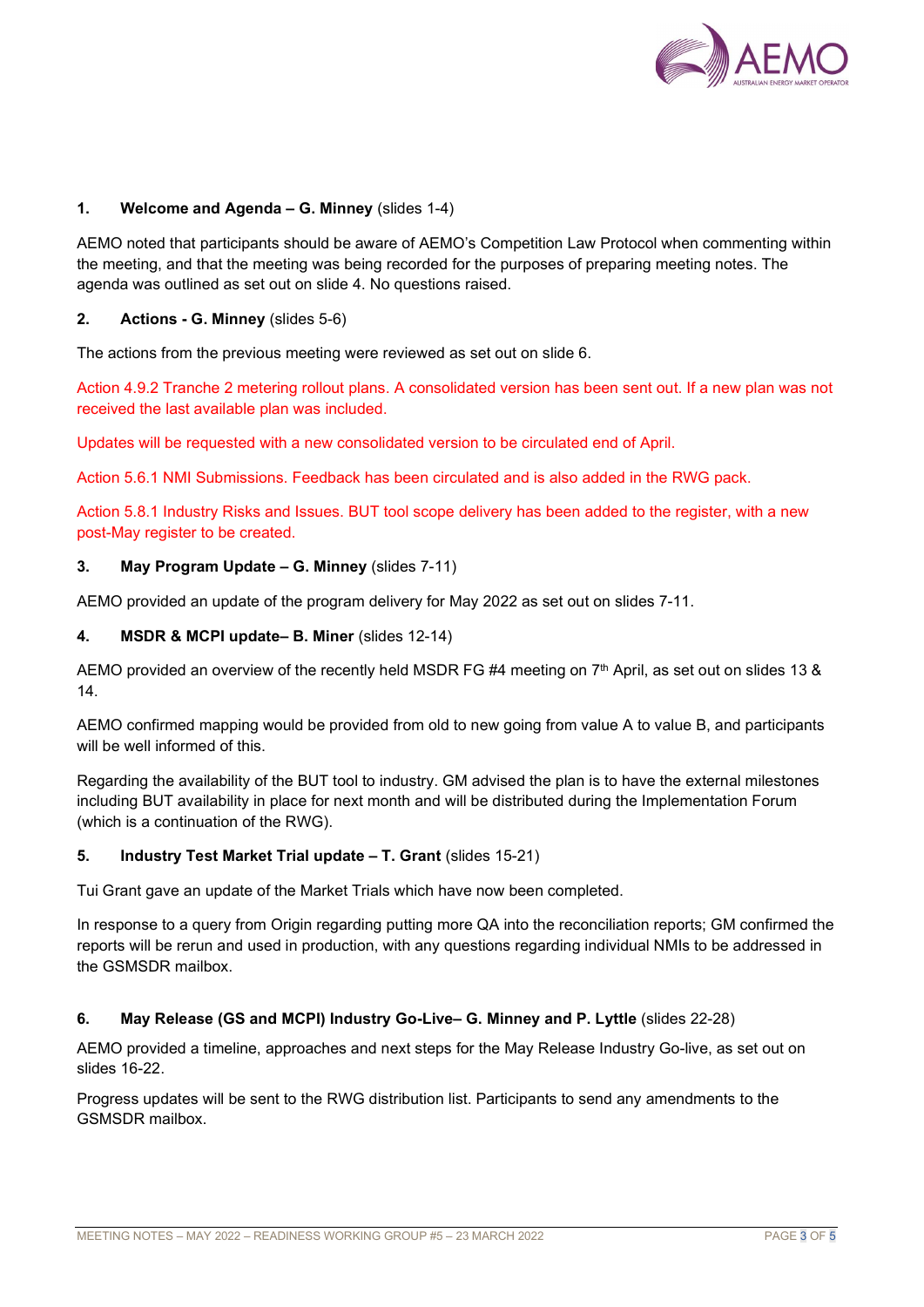## 1. Welcome and Agenda – G. Minney (slides 1-4)

AEMO noted that participants should be aware of AEMO's Competition Law Protocol when commenting within the meeting, and that the meeting was being recorded for the purposes of preparing meeting notes. The agenda was outlined as set out on slide 4. No questions raised.

## 2. Actions - G. Minney (slides 5-6)

The actions from the previous meeting were reviewed as set out on slide 6.

Action 4.9.2 Tranche 2 metering rollout plans. A consolidated version has been sent out. If a new plan was not received the last available plan was included.

Updates will be requested with a new consolidated version to be circulated end of April.

Action 5.6.1 NMI Submissions. Feedback has been circulated and is also added in the RWG pack.

Action 5.8.1 Industry Risks and Issues. BUT tool scope delivery has been added to the register, with a new post-May register to be created.

## 3. May Program Update – G. Minney (slides 7-11)

AEMO provided an update of the program delivery for May 2022 as set out on slides 7-11.

## 4. MSDR & MCPI update– B. Miner (slides 12-14)

AEMO provided an overview of the recently held MSDR FG #4 meeting on 7th April, as set out on slides 13 & 14.

AEMO confirmed mapping would be provided from old to new going from value A to value B, and participants will be well informed of this.

Regarding the availability of the BUT tool to industry. GM advised the plan is to have the external milestones including BUT availability in place for next month and will be distributed during the Implementation Forum (which is a continuation of the RWG).

## 5. Industry Test Market Trial update – T. Grant (slides 15-21)

Tui Grant gave an update of the Market Trials which have now been completed.

In response to a query from Origin regarding putting more QA into the reconciliation reports; GM confirmed the reports will be rerun and used in production, with any questions regarding individual NMIs to be addressed in the GSMSDR mailbox.

## 6. May Release (GS and MCPI) Industry Go-Live– G. Minney and P. Lyttle (slides 22-28)

AEMO provided a timeline, approaches and next steps for the May Release Industry Go-live, as set out on slides 16-22.

Progress updates will be sent to the RWG distribution list. Participants to send any amendments to the GSMSDR mailbox.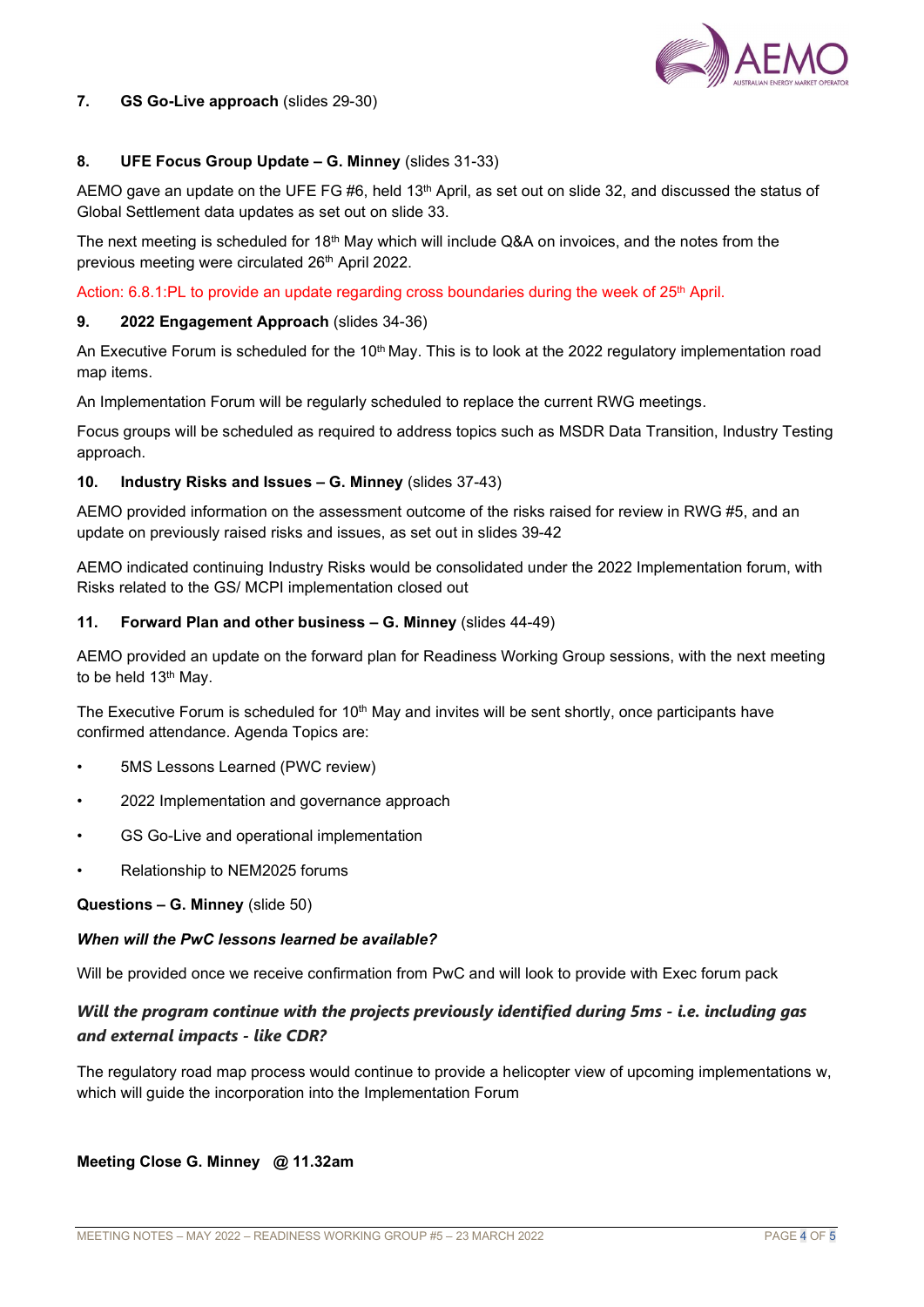## 7. GS Go-Live approach (slides 29-30)

## 8. UFE Focus Group Update – G. Minney (slides 31-33)

AEMO gave an update on the UFE FG #6, held 13th April, as set out on slide 32, and discussed the status of Global Settlement data updates as set out on slide 33.

The next meeting is scheduled for 18th May which will include Q&A on invoices, and the notes from the previous meeting were circulated 26th April 2022.

Action: 6.8.1:PL to provide an update regarding cross boundaries during the week of 25th April.

## 9. 2022 Engagement Approach (slides 34-36)

An Executive Forum is scheduled for the 10th May. This is to look at the 2022 regulatory implementation road map items.

An Implementation Forum will be regularly scheduled to replace the current RWG meetings.

Focus groups will be scheduled as required to address topics such as MSDR Data Transition, Industry Testing approach.

## 10. Industry Risks and Issues – G. Minney (slides 37-43)

AEMO provided information on the assessment outcome of the risks raised for review in RWG #5, and an update on previously raised risks and issues, as set out in slides 39-42

AEMO indicated continuing Industry Risks would be consolidated under the 2022 Implementation forum, with Risks related to the GS/ MCPI implementation closed out

## 11. Forward Plan and other business – G. Minney (slides 44-49)

AEMO provided an update on the forward plan for Readiness Working Group sessions, with the next meeting to be held 13th May.

The Executive Forum is scheduled for 10th May and invites will be sent shortly, once participants have confirmed attendance. Agenda Topics are:

- 5MS Lessons Learned (PWC review)
- 2022 Implementation and governance approach
- GS Go-Live and operational implementation
- Relationship to NEM2025 forums

**Questions – G. Minney** (slide 50)

***When will the PwC lessons learned be available?***

Will be provided once we receive confirmation from PwC and will look to provide with Exec forum pack

***Will the program continue with the projects previously identified during 5ms - i.e. including gas and external impacts - like CDR?***

The regulatory road map process would continue to provide a helicopter view of upcoming implementations w, which will guide the incorporation into the Implementation Forum

**Meeting Close G. Minney @ 11.32am**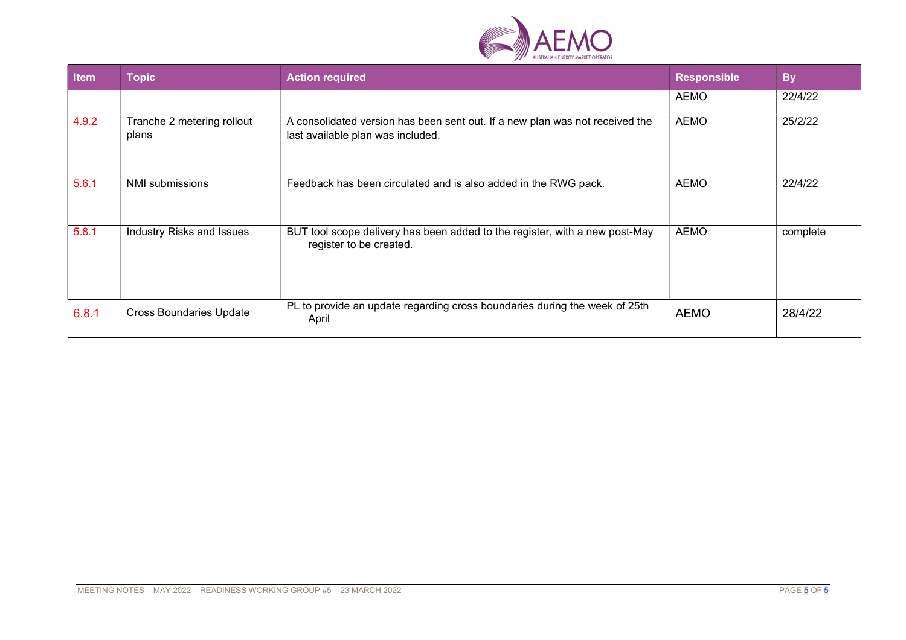| Item | Topic | Action required | Responsible | By |
| --- | --- | --- | --- | --- |
| | | | AEMO | 22/4/22 |
| 4.9.2 | Tranche 2 metering rollout plans | A consolidated version has been sent out. If a new plan was not received the last available plan was included. | AEMO | 25/2/22 |
| 5.6.1 | NMI submissions | Feedback has been circulated and is also added in the RWG pack. | AEMO | 22/4/22 |
| 5.8.1 | Industry Risks and Issues | BUT tool scope delivery has been added to the register, with a new post-May register to be created. | AEMO | complete |
| 6.8.1 | Cross Boundaries Update | PL to provide an update regarding cross boundaries during the week of 25th April | AEMO | 28/4/22 |